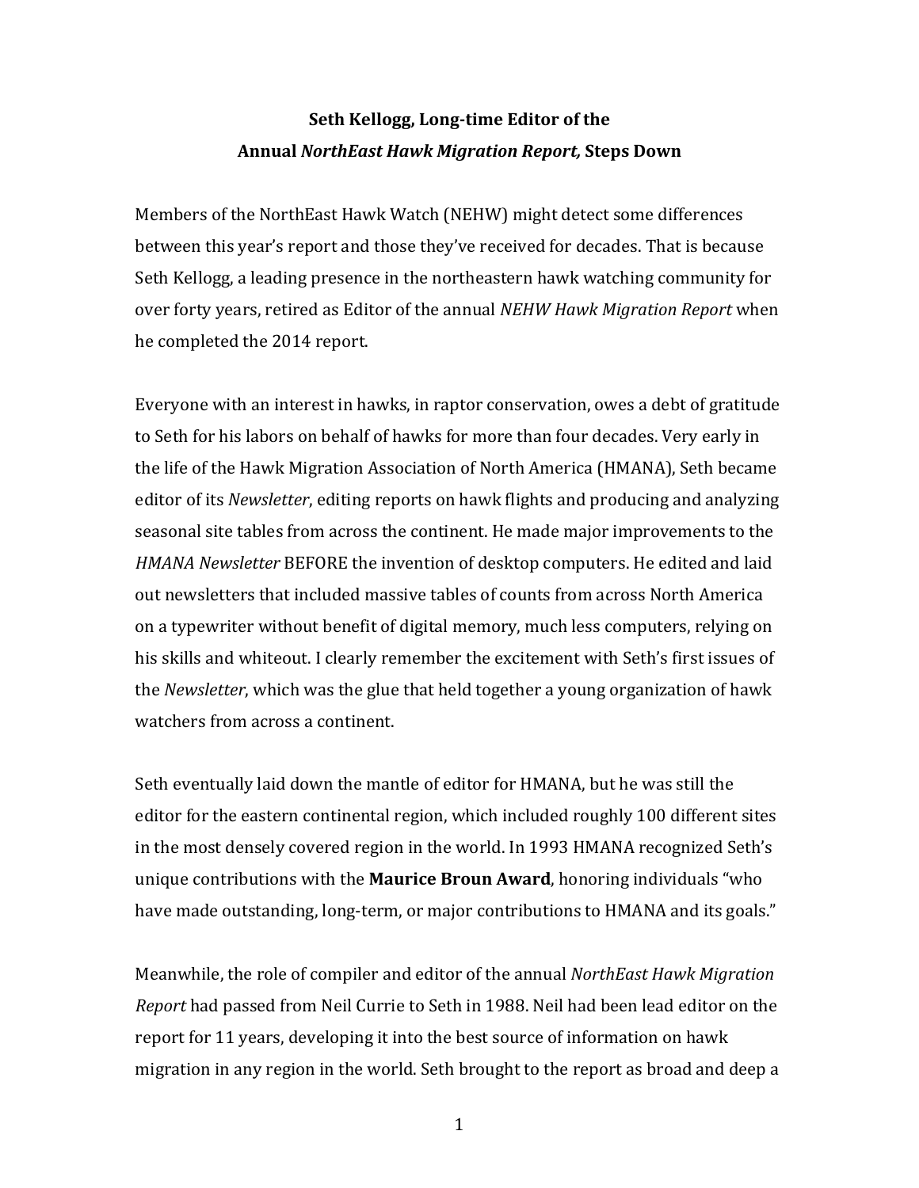# Seth Kellogg, Long-time Editor of the Annual *NorthEast Hawk Migration Report,* Steps Down

Members of the NorthEast Hawk Watch (NEHW) might detect some differences between this year's report and those they've received for decades. That is because Seth Kellogg, a leading presence in the northeastern hawk watching community for over forty years, retired as Editor of the annual *NEHW Hawk Migration Report* when he completed the 2014 report.

Everyone with an interest in hawks, in raptor conservation, owes a debt of gratitude to Seth for his labors on behalf of hawks for more than four decades. Very early in the life of the Hawk Migration Association of North America (HMANA), Seth became editor of its *Newsletter*, editing reports on hawk flights and producing and analyzing seasonal site tables from across the continent. He made major improvements to the *HMANA Newsletter* BEFORE the invention of desktop computers. He edited and laid out newsletters that included massive tables of counts from across North America on a typewriter without benefit of digital memory, much less computers, relying on his skills and whiteout. I clearly remember the excitement with Seth's first issues of the *Newsletter*, which was the glue that held together a young organization of hawk watchers from across a continent.

Seth eventually laid down the mantle of editor for HMANA, but he was still the editor for the eastern continental region, which included roughly 100 different sites in the most densely covered region in the world. In 1993 HMANA recognized Seth's unique contributions with the **Maurice Broun Award**, honoring individuals "who have made outstanding, long-term, or major contributions to HMANA and its goals."

Meanwhile, the role of compiler and editor of the annual *NorthEast Hawk Migration Report* had passed from Neil Currie to Seth in 1988. Neil had been lead editor on the report for 11 years, developing it into the best source of information on hawk migration in any region in the world. Seth brought to the report as broad and deep a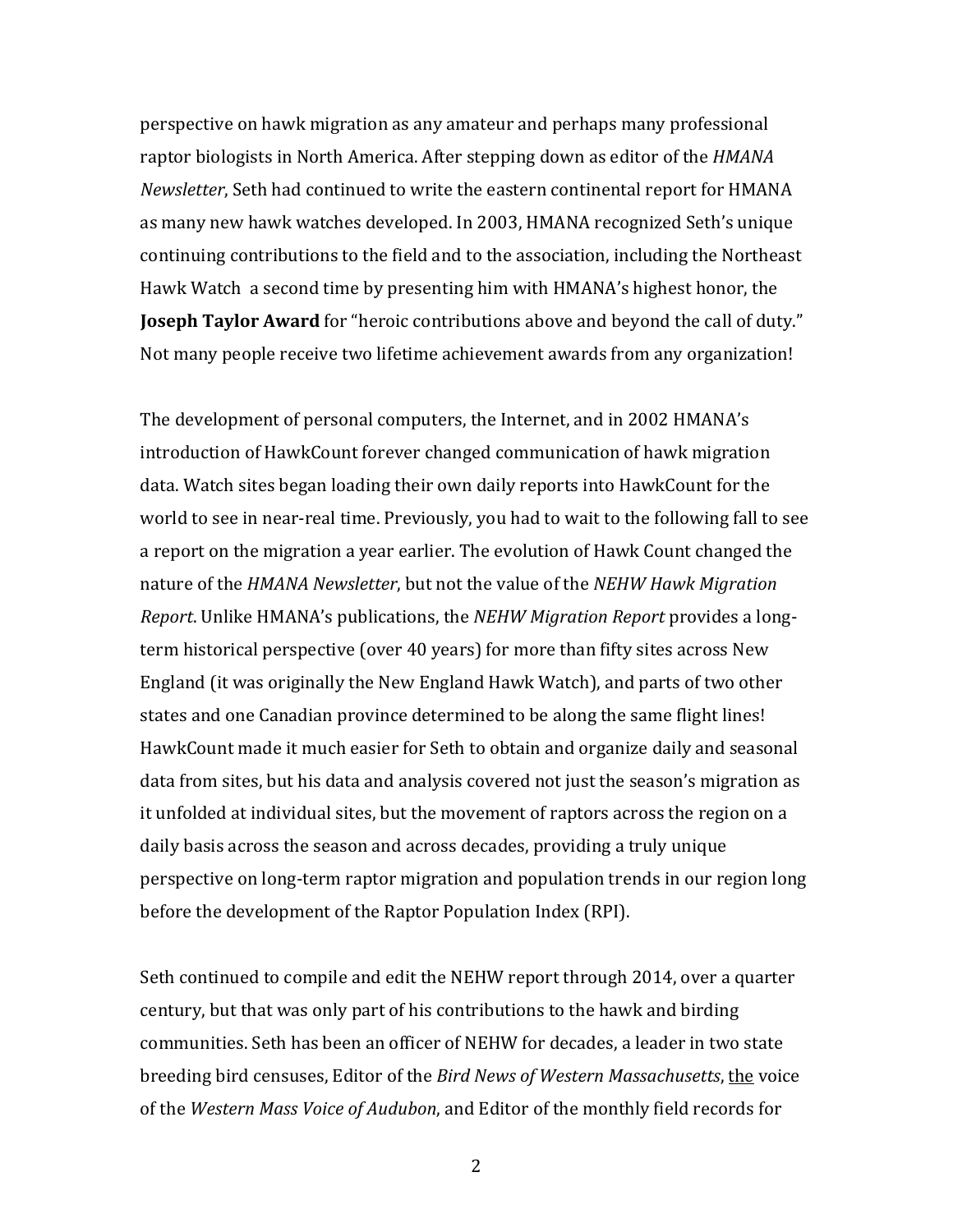perspective on hawk migration as any amateur and perhaps many professional raptor biologists in North America. After stepping down as editor of the *HMANA Newsletter*, Seth had continued to write the eastern continental report for HMANA as many new hawk watches developed. In 2003, HMANA recognized Seth's unique continuing contributions to the field and to the association, including the Northeast Hawk Watch a second time by presenting him with HMANA's highest honor, the **Joseph Taylor Award** for "heroic contributions above and beyond the call of duty." Not many people receive two lifetime achievement awards from any organization!

The development of personal computers, the Internet, and in 2002 HMANA's introduction of HawkCount forever changed communication of hawk migration data. Watch sites began loading their own daily reports into HawkCount for the world to see in near-real time. Previously, you had to wait to the following fall to see a report on the migration a year earlier. The evolution of Hawk Count changed the nature of the *HMANA Newsletter*, but not the value of the *NEHW Hawk Migration Report*. Unlike HMANA's publications, the *NEHW Migration Report* provides a long-term historical perspective (over 40 years) for more than fifty sites across New England (it was originally the New England Hawk Watch), and parts of two other states and one Canadian province determined to be along the same flight lines! HawkCount made it much easier for Seth to obtain and organize daily and seasonal data from sites, but his data and analysis covered not just the season's migration as it unfolded at individual sites, but the movement of raptors across the region on a daily basis across the season and across decades, providing a truly unique perspective on long-term raptor migration and population trends in our region long before the development of the Raptor Population Index (RPI).

Seth continued to compile and edit the NEHW report through 2014, over a quarter century, but that was only part of his contributions to the hawk and birding communities. Seth has been an officer of NEHW for decades, a leader in two state breeding bird censuses, Editor of the *Bird News of Western Massachusetts*, <u>the</u> voice of the *Western Mass Voice of Audubon*, and Editor of the monthly field records for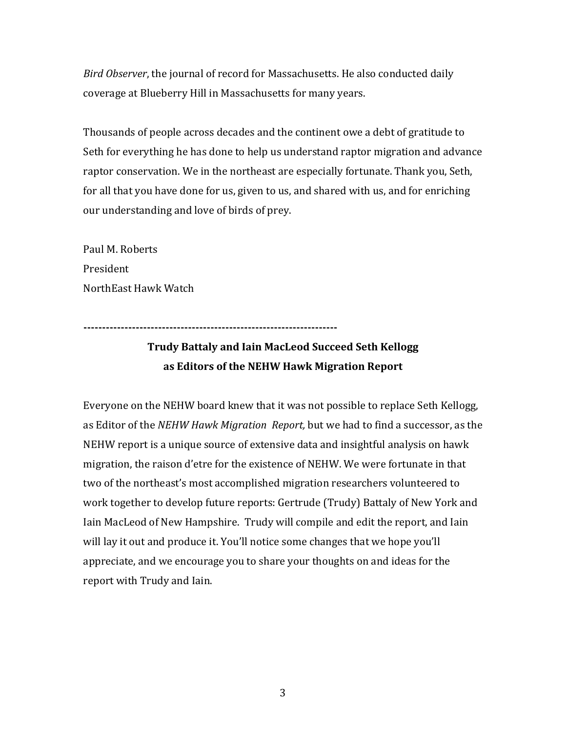*Bird Observer*, the journal of record for Massachusetts. He also conducted daily coverage at Blueberry Hill in Massachusetts for many years.

Thousands of people across decades and the continent owe a debt of gratitude to Seth for everything he has done to help us understand raptor migration and advance raptor conservation. We in the northeast are especially fortunate. Thank you, Seth, for all that you have done for us, given to us, and shared with us, and for enriching our understanding and love of birds of prey.

Paul M. Roberts
President
NorthEast Hawk Watch

---

## Trudy Battaly and Iain MacLeod Succeed Seth Kellogg as Editors of the NEHW Hawk Migration Report

Everyone on the NEHW board knew that it was not possible to replace Seth Kellogg, as Editor of the *NEHW Hawk Migration Report,* but we had to find a successor, as the NEHW report is a unique source of extensive data and insightful analysis on hawk migration, the raison d'etre for the existence of NEHW. We were fortunate in that two of the northeast's most accomplished migration researchers volunteered to work together to develop future reports: Gertrude (Trudy) Battaly of New York and Iain MacLeod of New Hampshire. Trudy will compile and edit the report, and Iain will lay it out and produce it. You'll notice some changes that we hope you'll appreciate, and we encourage you to share your thoughts on and ideas for the report with Trudy and Iain.